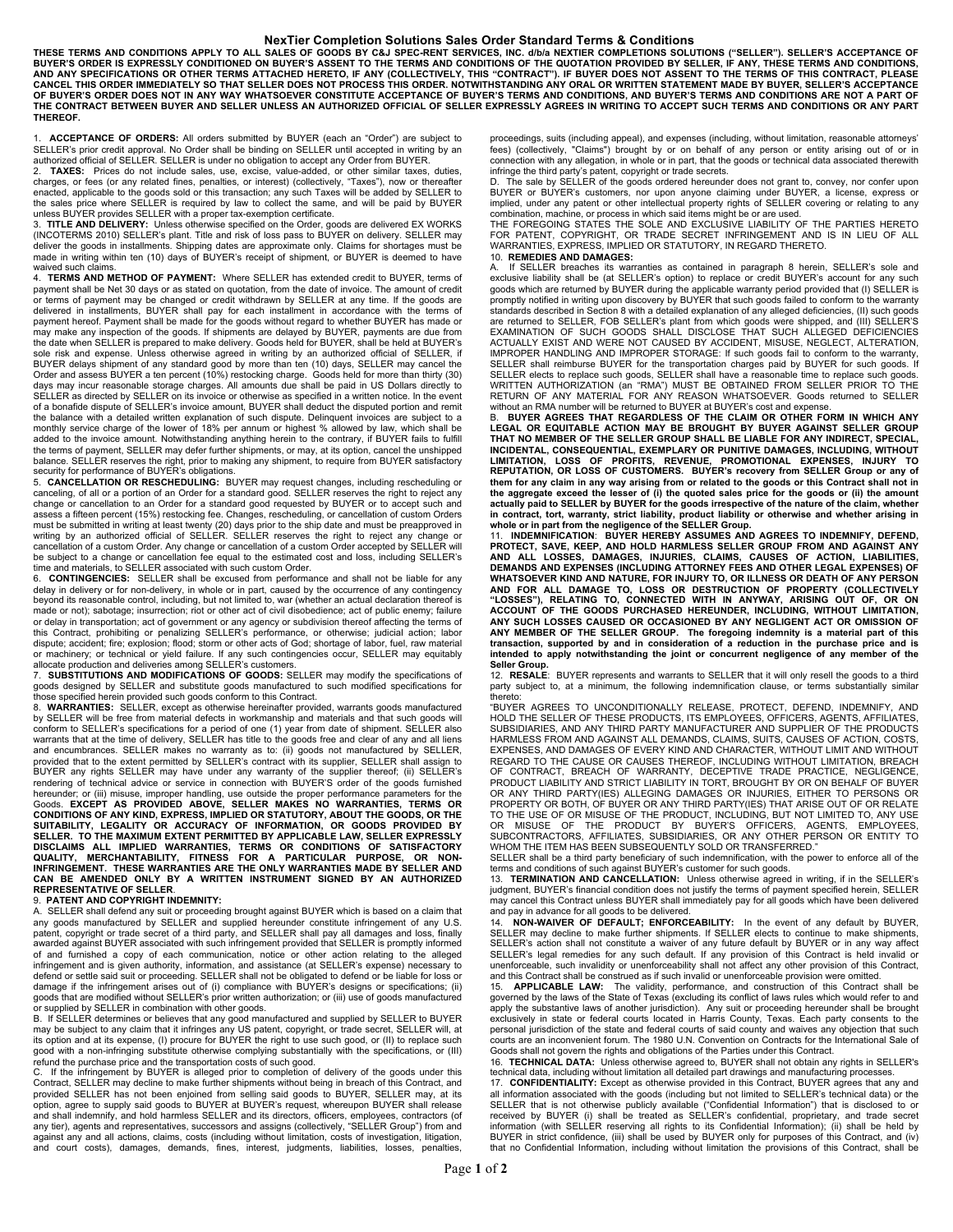# NexTier Completion Solutions Sales Order Standard Terms & Conditions

**THESE TERMS AND CONDITIONS APPLY TO ALL SALES OF GOODS BY C&J SPEC-RENT SERVICES, INC. d/b/a NEXTIER COMPLETIONS SOLUTIONS ("SELLER"). SELLER'S ACCEPTANCE OF BUYER'S ORDER IS EXPRESSLY CONDITIONED ON BUYER'S ASSENT TO THE TERMS AND CONDITIONS OF THE QUOTATION PROVIDED BY SELLER, IF ANY, THESE TERMS AND CONDITIONS, AND ANY SPECIFICATIONS OR OTHER TERMS ATTACHED HERETO, IF ANY (COLLECTIVELY, THIS "CONTRACT"). IF BUYER DOES NOT ASSENT TO THE TERMS OF THIS CONTRACT, PLEASE CANCEL THIS ORDER IMMEDIATELY SO THAT SELLER DOES NOT PROCESS THIS ORDER. NOTWITHSTANDING ANY ORAL OR WRITTEN STATEMENT MADE BY BUYER, SELLER'S ACCEPTANCE OF BUYER'S ORDER DOES NOT IN ANY WAY WHATSOEVER CONSTITUTE ACCEPTANCE OF BUYER'S TERMS AND CONDITIONS, AND BUYER'S TERMS AND CONDITIONS ARE NOT A PART OF THE CONTRACT BETWEEN BUYER AND SELLER UNLESS AN AUTHORIZED OFFICIAL OF SELLER EXPRESSLY AGREES IN WRITING TO ACCEPT SUCH TERMS AND CONDITIONS OR ANY PART THEREOF.**

1. **ACCEPTANCE OF ORDERS:** All orders submitted by BUYER (each an "Order") are subject to SELLER's prior credit approval. No Order shall be binding on SELLER until accepted in writing by an authorized official of SELLER. SELLER is under no obligation to accept any Order from BUYER.

2. **TAXES:** Prices do not include sales, use, excise, value-added, or other similar taxes, duties, charges, or fees (or any related fines, penalties, or interest) (collectively, "Taxes"), now or thereafter enacted, applicable to the goods sold or this transaction; any such Taxes will be added by SELLER to the sales price where SELLER is required by law to collect the same, and will be paid by BUYER unless BUYER provides SELLER with a proper tax-exemption certificate.

3. **TITLE AND DELIVERY:** Unless otherwise specified on the Order, goods are delivered EX WORKS (INCOTERMS 2010) SELLER's plant. Title and risk of loss pass to BUYER on delivery. SELLER may deliver the goods in installments. Shipping dates are approximate only. Claims for shortages must be made in writing within ten (10) days of BUYER's receipt of shipment, or BUYER is deemed to have waived such claims.

4. **TERMS AND METHOD OF PAYMENT:** Where SELLER has extended credit to BUYER, terms of payment shall be Net 30 days or as stated on quotation, from the date of invoice. The amount of credit or terms of payment may be changed or credit withdrawn by SELLER at any time. If the goods are delivered in installments, BUYER shall pay for each installment in accordance with the terms of payment hereof. Payment shall be made for the goods without regard to whether BUYER has made or may make any inspection of the goods. If shipments are delayed by BUYER, payments are due from the date when SELLER is prepared to make delivery. Goods held for BUYER, shall be held at BUYER's sole risk and expense. Unless otherwise agreed in writing by an authorized official of SELLER, if BUYER delays shipment of any standard good by more than ten (10) days, SELLER may cancel the Order and assess BUYER a ten percent (10%) restocking charge. Goods held for more than thirty (30) days may incur reasonable storage charges. All amounts due shall be paid in US Dollars directly to SELLER as directed by SELLER on its invoice or otherwise as specified in a written notice. In the event of a bonafide dispute of SELLER's invoice amount, BUYER shall deduct the disputed portion and remit the balance with a detailed written explanation of such dispute. Delinquent invoices are subject to a monthly service charge of the lower of 18% per annum or highest % allowed by law, which shall be added to the invoice amount. Notwithstanding anything herein to the contrary, if BUYER fails to fulfill the terms of payment, SELLER may defer further shipments, or may, at its option, cancel the unshipped balance. SELLER reserves the right, prior to making any shipment, to require from BUYER satisfactory security for performance of BUYER's obligations.

5. **CANCELLATION OR RESCHEDULING:** BUYER may request changes, including rescheduling or canceling, of all or a portion of an Order for a standard good. SELLER reserves the right to reject any change or cancellation to an Order for a standard good requested by BUYER or to accept such and assess a fifteen percent (15%) restocking fee. Changes, rescheduling, or cancellation of custom Orders must be submitted in writing at least twenty (20) days prior to the ship date and must be preapproved in writing by an authorized official of SELLER. SELLER reserves the right to reject any change or cancellation of a custom Order. Any change or cancellation of a custom Order accepted by SELLER will be subject to a change or cancellation fee equal to the estimated cost and loss, including SELLER's time and materials, to SELLER associated with such custom Order.

6. **CONTINGENCIES:** SELLER shall be excused from performance and shall not be liable for any delay in delivery or for non-delivery, in whole or in part, caused by the occurrence of any contingency beyond its reasonable control, including, but not limited to, war (whether an actual declaration thereof is made or not); sabotage; insurrection; riot or other act of civil disobedience; act of public enemy; failure or delay in transportation; act of government or any agency or subdivision thereof affecting the terms of this Contract, prohibiting or penalizing SELLER's performance, or otherwise; judicial action; labor dispute; accident; fire; explosion; flood; storm or other acts of God; shortage of labor, fuel, raw material or machinery; or technical or yield failure. If any such contingencies occur, SELLER may equitably allocate production and deliveries among SELLER's customers.

7. **SUBSTITUTIONS AND MODIFICATIONS OF GOODS:** SELLER may modify the specifications of goods designed by SELLER and substitute goods manufactured to such modified specifications for those specified herein provided such goods conform to this Contract.

8. **WARRANTIES:** SELLER, except as otherwise hereinafter provided, warrants goods manufactured by SELLER will be free from material defects in workmanship and materials and that such goods will conform to SELLER's specifications for a period of one (1) year from date of shipment. SELLER also warrants that at the time of delivery, SELLER has title to the goods free and clear of any and all liens and encumbrances. SELLER makes no warranty as to: (ii) goods not manufactured by SELLER, provided that to the extent permitted by SELLER's contract with its supplier, SELLER shall assign to BUYER any rights SELLER may have under any warranty of the supplier thereof; (ii) SELLER's rendering of technical advice or service in connection with BUYER'S order of the goods furnished hereunder; or (iii) misuse, improper handling, use outside the proper performance parameters for the Goods. **EXCEPT AS PROVIDED ABOVE, SELLER MAKES NO WARRANTIES, TERMS OR CONDITIONS OF ANY KIND, EXPRESS, IMPLIED OR STATUTORY, ABOUT THE GOODS, OR THE SUITABILITY, LEGALITY OR ACCURACY OF INFORMATION, OR GOODS PROVIDED BY SELLER. TO THE MAXIMUM EXTENT PERMITTED BY APPLICABLE LAW, SELLER EXPRESSLY DISCLAIMS ALL IMPLIED WARRANTIES, TERMS OR CONDITIONS OF SATISFACTORY QUALITY, MERCHANTABILITY, FITNESS FOR A PARTICULAR PURPOSE, OR NON-INFRINGEMENT. THESE WARRANTIES ARE THE ONLY WARRANTIES MADE BY SELLER AND CAN BE AMENDED ONLY BY A WRITTEN INSTRUMENT SIGNED BY AN AUTHORIZED REPRESENTATIVE OF SELLER**.

9. **PATENT AND COPYRIGHT INDEMNITY:**

A. SELLER shall defend any suit or proceeding brought against BUYER which is based on a claim that any goods manufactured by SELLER and supplied hereunder constitute infringement of any U.S. patent, copyright or trade secret of a third party, and SELLER shall pay all damages and loss, finally awarded against BUYER associated with such infringement provided that SELLER is promptly informed of and furnished a copy of each communication, notice or other action relating to the alleged infringement and is given authority, information, and assistance (at SELLER's expense) necessary to defend or settle said suit or proceeding. SELLER shall not be obligated to defend or be liable for loss or damage if the infringement arises out of (i) compliance with BUYER's designs or specifications; (ii) goods that are modified without SELLER's prior written authorization; or (iii) use of goods manufactured or supplied by SELLER in combination with other goods.

B. If SELLER determines or believes that any good manufactured and supplied by SELLER to BUYER may be subject to any claim that it infringes any US patent, copyright, or trade secret, SELLER will, at its option and at its expense, (I) procure for BUYER the right to use such good, or (II) to replace such good with a non-infringing substitute otherwise complying substantially with the specifications, or (III) refund the purchase price and the transportation costs of such good.

C. If the infringement by BUYER is alleged prior to completion of delivery of the goods under this Contract, SELLER may decline to make further shipments without being in breach of this Contract, and provided SELLER has not been enjoined from selling said goods to BUYER, SELLER may, at its option, agree to supply said goods to BUYER at BUYER's request, whereupon BUYER shall release and shall indemnify, and hold harmless SELLER and its directors, officers, employees, contractors (of any tier), agents and representatives, successors and assigns (collectively, "SELLER Group") from and against any and all actions, claims, costs (including without limitation, costs of investigation, litigation, and court costs), damages, demands, fines, interest, judgments, liabilities, losses, penalties, proceedings, suits (including appeal), and expenses (including, without limitation, reasonable attorneys' fees) (collectively, "Claims") brought by or on behalf of any person or entity arising out of or in connection with any allegation, in whole or in part, that the goods or technical data associated therewith infringe the third party's patent, copyright or trade secrets.

D. The sale by SELLER of the goods ordered hereunder does not grant to, convey, nor confer upon BUYER or BUYER's customers, nor upon anyone claiming under BUYER, a license, express or implied, under any patent or other intellectual property rights of SELLER covering or relating to any combination, machine, or process in which said items might be or are used.

THE FOREGOING STATES THE SOLE AND EXCLUSIVE LIABILITY OF THE PARTIES HERETO FOR PATENT, COPYRIGHT, OR TRADE SECRET INFRINGEMENT AND IS IN LIEU OF ALL WARRANTIES, EXPRESS, IMPLIED OR STATUTORY, IN REGARD THERETO.

10. **REMEDIES AND DAMAGES:**

A. If SELLER breaches its warranties as contained in paragraph 8 herein, SELLER's sole and exclusive liability shall be (at SELLER's option) to replace or credit BUYER's account for any such goods which are returned by BUYER during the applicable warranty period provided that (I) SELLER is promptly notified in writing upon discovery by BUYER that such goods failed to conform to the warranty standards described in Section 8 with a detailed explanation of any alleged deficiencies, (II) such goods are returned to SELLER, FOB SELLER's plant from which goods were shipped, and (III) SELLER'S EXAMINATION OF SUCH GOODS SHALL DISCLOSE THAT SUCH ALLEGED DEFICIENCIES ACTUALLY EXIST AND WERE NOT CAUSED BY ACCIDENT, MISUSE, NEGLECT, ALTERATION, IMPROPER HANDLING AND IMPROPER STORAGE: If such goods fail to conform to the warranty, SELLER shall reimburse BUYER for the transportation charges paid by BUYER for such goods. If SELLER elects to replace such goods, SELLER shall have a reasonable time to replace such goods. WRITTEN AUTHORIZATION (an "RMA") MUST BE OBTAINED FROM SELLER PRIOR TO THE RETURN OF ANY MATERIAL FOR ANY REASON WHATSOEVER. Goods returned to SELLER without an RMA number will be returned to BUYER at BUYER's cost and expense.

B. **BUYER AGREES THAT REGARDLESS OF THE CLAIM OR OTHER FORM IN WHICH ANY LEGAL OR EQUITABLE ACTION MAY BE BROUGHT BY BUYER AGAINST SELLER GROUP THAT NO MEMBER OF THE SELLER GROUP SHALL BE LIABLE FOR ANY INDIRECT, SPECIAL, INCIDENTAL, CONSEQUENTIAL, EXEMPLARY OR PUNITIVE DAMAGES, INCLUDING, WITHOUT LIMITATION, LOSS OF PROFITS, REVENUE, PROMOTIONAL EXPENSES, INJURY TO REPUTATION, OR LOSS OF CUSTOMERS. BUYER's recovery from SELLER Group or any of them for any claim in any way arising from or related to the goods or this Contract shall not in the aggregate exceed the lesser of (i) the quoted sales price for the goods or (ii) the amount actually paid to SELLER by BUYER for the goods irrespective of the nature of the claim, whether in contract, tort, warranty, strict liability, product liability or otherwise and whether arising in whole or in part from the negligence of the SELLER Group.**

11. **INDEMNIFICATION**: **BUYER HEREBY ASSUMES AND AGREES TO INDEMNIFY, DEFEND, PROTECT, SAVE, KEEP, AND HOLD HARMLESS SELLER GROUP FROM AND AGAINST ANY AND ALL LOSSES, DAMAGES, INJURIES, CLAIMS, CAUSES OF ACTION, LIABILITIES, DEMANDS AND EXPENSES (INCLUDING ATTORNEY FEES AND OTHER LEGAL EXPENSES) OF WHATSOEVER KIND AND NATURE, FOR INJURY TO, OR ILLNESS OR DEATH OF ANY PERSON AND FOR ALL DAMAGE TO, LOSS OR DESTRUCTION OF PROPERTY (COLLECTIVELY "LOSSES"), RELATING TO, CONNECTED WITH IN ANYWAY, ARISING OUT OF, OR ON ACCOUNT OF THE GOODS PURCHASED HEREUNDER, INCLUDING, WITHOUT LIMITATION, ANY SUCH LOSSES CAUSED OR OCCASIONED BY ANY NEGLIGENT ACT OR OMISSION OF ANY MEMBER OF THE SELLER GROUP. The foregoing indemnity is a material part of this transaction, supported by and in consideration of a reduction in the purchase price and is intended to apply notwithstanding the joint or concurrent negligence of any member of the Seller Group.**

12. **RESALE**: BUYER represents and warrants to SELLER that it will only resell the goods to a third party subject to, at a minimum, the following indemnification clause, or terms substantially similar thereto:

"BUYER AGREES TO UNCONDITIONALLY RELEASE, PROTECT, DEFEND, INDEMNIFY, AND HOLD THE SELLER OF THESE PRODUCTS, ITS EMPLOYEES, OFFICERS, AGENTS, AFFILIATES, SUBSIDIARIES, AND ANY THIRD PARTY MANUFACTURER AND SUPPLIER OF THE PRODUCTS HARMLESS FROM AND AGAINST ALL DEMANDS, CLAIMS, SUITS, CAUSES OF ACTION, COSTS, EXPENSES, AND DAMAGES OF EVERY KIND AND CHARACTER, WITHOUT LIMIT AND WITHOUT REGARD TO THE CAUSE OR CAUSES THEREOF, INCLUDING WITHOUT LIMITATION, BREACH OF CONTRACT, BREACH OF WARRANTY, DECEPTIVE TRADE PRACTICE, NEGLIGENCE, PRODUCT LIABILITY AND STRICT LIABILITY IN TORT, BROUGHT BY OR ON BEHALF OF BUYER OR ANY THIRD PARTY(IES) ALLEGING DAMAGES OR INJURIES, EITHER TO PERSONS OR PROPERTY OR BOTH, OF BUYER OR ANY THIRD PARTY(IES) THAT ARISE OUT OF OR RELATE TO THE USE OF OR MISUSE OF THE PRODUCT, INCLUDING, BUT NOT LIMITED TO, ANY USE OR MISUSE OF THE PRODUCT BY BUYER'S OFFICERS, AGENTS, EMPLOYEES, SUBCONTRACTORS, AFFILIATES, SUBSIDIARIES, OR ANY OTHER PERSON OR ENTITY TO WHOM THE ITEM HAS BEEN SUBSEQUENTLY SOLD OR TRANSFERRED."

SELLER shall be a third party beneficiary of such indemnification, with the power to enforce all of the terms and conditions of such against BUYER's customer for such goods.

13. **TERMINATION AND CANCELLATION:** Unless otherwise agreed in writing, if in the SELLER's judgment, BUYER's financial condition does not justify the terms of payment specified herein, SELLER may cancel this Contract unless BUYER shall immediately pay for all goods which have been delivered and pay in advance for all goods to be delivered.

14. **NON-WAIVER OF DEFAULT; ENFORCEABILITY:** In the event of any default by BUYER, SELLER may decline to make further shipments. If SELLER elects to continue to make shipments, SELLER's action shall not constitute a waiver of any future default by BUYER or in any way affect SELLER's legal remedies for any such default. If any provision of this Contract is held invalid or unenforceable, such invalidity or unenforceability shall not affect any other provision of this Contract, and this Contract shall be construed as if such invalid or unenforceable provision were omitted.

15. **APPLICABLE LAW:** The validity, performance, and construction of this Contract shall be governed by the laws of the State of Texas (excluding its conflict of laws rules which would refer to and apply the substantive laws of another jurisdiction). Any suit or proceeding hereunder shall be brought exclusively in state or federal courts located in Harris County, Texas. Each party consents to the personal jurisdiction of the state and federal courts of said county and waives any objection that such courts are an inconvenient forum. The 1980 U.N. Convention on Contracts for the International Sale of Goods shall not govern the rights and obligations of the Parties under this Contract.

16. **TECHNICAL DATA:** Unless otherwise agreed to, BUYER shall not obtain any rights in SELLER's technical data, including without limitation all detailed part drawings and manufacturing processes.

17. **CONFIDENTIALITY:** Except as otherwise provided in this Contract, BUYER agrees that any and all information associated with the goods (including but not limited to SELLER's technical data) or the SELLER that is not otherwise publicly available ("Confidential Information") that is disclosed to or received by BUYER (i) shall be treated as SELLER's confidential, proprietary, and trade secret information (with SELLER reserving all rights to its Confidential Information); (ii) shall be held by BUYER in strict confidence, (iii) shall be used by BUYER only for purposes of this Contract, and (iv) that no Confidential Information, including without limitation the provisions of this Contract, shall be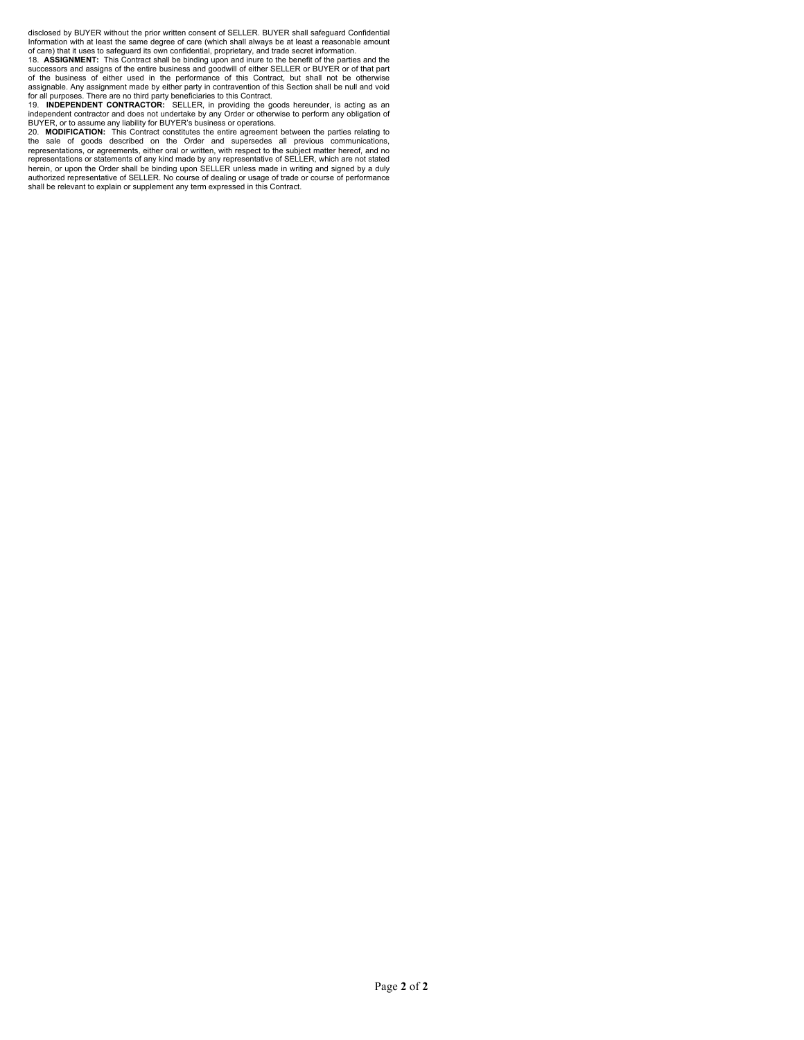disclosed by BUYER without the prior written consent of SELLER. BUYER shall safeguard Confidential Information with at least the same degree of care (which shall always be at least a reasonable amount of care) that it uses to safeguard its own confidential, proprietary, and trade secret information.

18. **ASSIGNMENT:** This Contract shall be binding upon and inure to the benefit of the parties and the successors and assigns of the entire business and goodwill of either SELLER or BUYER or of that part of the business of either used in the performance of this Contract, but shall not be otherwise assignable. Any assignment made by either party in contravention of this Section shall be null and void for all purposes. There are no third party beneficiaries to this Contract.

19. **INDEPENDENT CONTRACTOR:** SELLER, in providing the goods hereunder, is acting as an independent contractor and does not undertake by any Order or otherwise to perform any obligation of BUYER, or to assume any liability for BUYER's business or operations.

20. **MODIFICATION:** This Contract constitutes the entire agreement between the parties relating to the sale of goods described on the Order and supersedes all previous communications, representations, or agreements, either oral or written, with respect to the subject matter hereof, and no representations or statements of any kind made by any representative of SELLER, which are not stated herein, or upon the Order shall be binding upon SELLER unless made in writing and signed by a duly authorized representative of SELLER. No course of dealing or usage of trade or course of performance shall be relevant to explain or supplement any term expressed in this Contract.